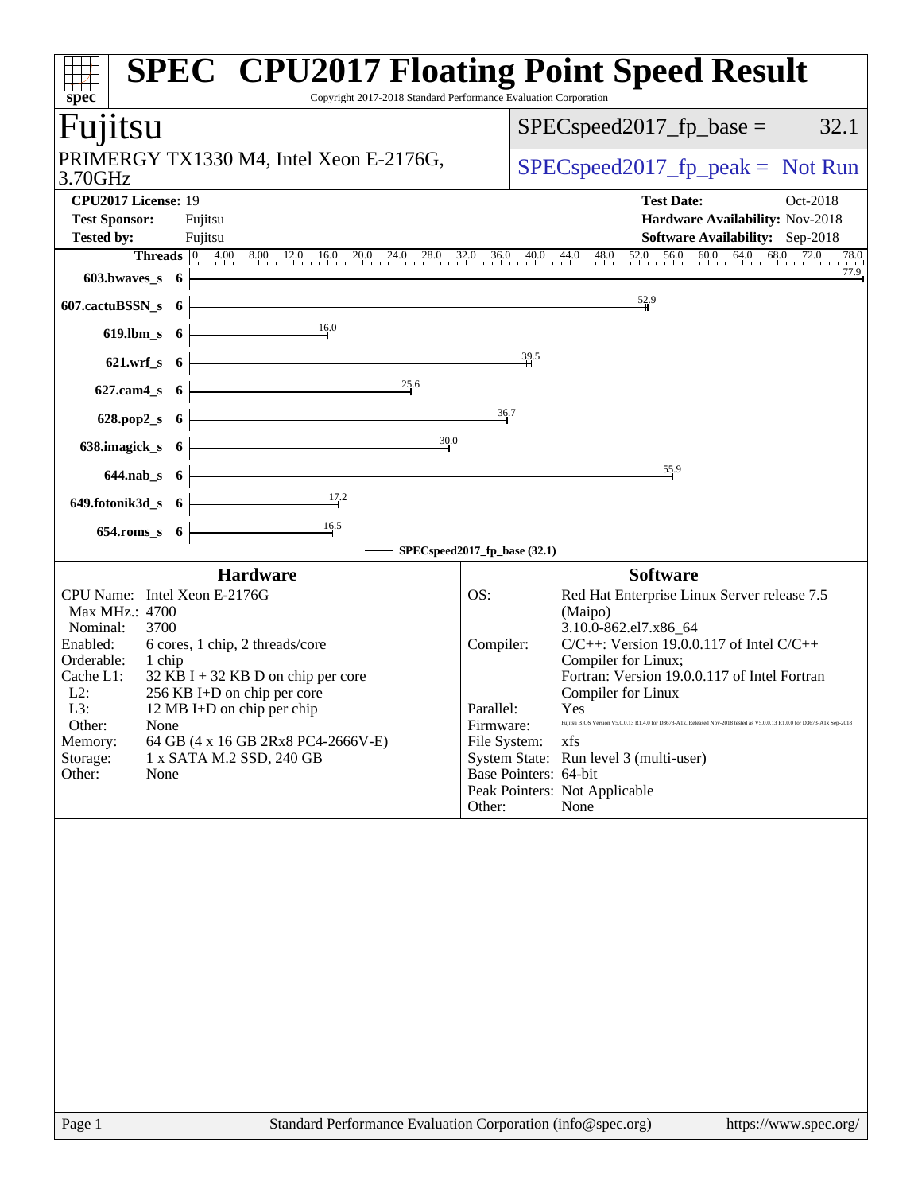# SPEC CPU2017 Floating Point Speed Result

Copyright 2017-2018 Standard Performance Evaluation Corporation

## Fujitsu

PRIMERGY TX1330 M4, Intel Xeon E-2176G, 3.70GHz

SPECspeed2017_fp_base = 32.1

SPECspeed2017_fp_peak = Not Run

**CPU2017 License:** 19
**Test Sponsor:** Fujitsu
**Tested by:** Fujitsu

**Test Date:** Oct-2018
**Hardware Availability:** Nov-2018
**Software Availability:** Sep-2018

| Benchmark | Threads | Base Ratio |
|---|---|---|
| 603.bwaves_s | 6 | 77.9 |
| 607.cactuBSSN_s | 6 | 52.9 |
| 619.lbm_s | 6 | 16.0 |
| 621.wrf_s | 6 | 39.5 |
| 627.cam4_s | 6 | 25.6 |
| 628.pop2_s | 6 | 36.7 |
| 638.imagick_s | 6 | 30.0 |
| 644.nab_s | 6 | 55.9 |
| 649.fotonik3d_s | 6 | 17.2 |
| 654.roms_s | 6 | 16.5 |

SPECspeed2017_fp_base (32.1)

### Hardware

| | |
|---|---|
| CPU Name: | Intel Xeon E-2176G |
| Max MHz.: | 4700 |
| Nominal: | 3700 |
| Enabled: | 6 cores, 1 chip, 2 threads/core |
| Orderable: | 1 chip |
| Cache L1: | 32 KB I + 32 KB D on chip per core |
| L2: | 256 KB I+D on chip per core |
| L3: | 12 MB I+D on chip per chip |
| Other: | None |
| Memory: | 64 GB (4 x 16 GB 2Rx8 PC4-2666V-E) |
| Storage: | 1 x SATA M.2 SSD, 240 GB |
| Other: | None |

### Software

| | |
|---|---|
| OS: | Red Hat Enterprise Linux Server release 7.5 (Maipo) 3.10.0-862.el7.x86_64 |
| Compiler: | C/C++: Version 19.0.0.117 of Intel C/C++ Compiler for Linux; Fortran: Version 19.0.0.117 of Intel Fortran Compiler for Linux |
| Parallel: | Yes |
| Firmware: | Fujitsu BIOS Version V5.0.0.13 R1.4.0 for D3673-A1x. Released Nov-2018 tested as V5.0.0.13 R1.0.0 for D3673-A1x Sep-2018 |
| File System: | xfs |
| System State: | Run level 3 (multi-user) |
| Base Pointers: | 64-bit |
| Peak Pointers: | Not Applicable |
| Other: | None |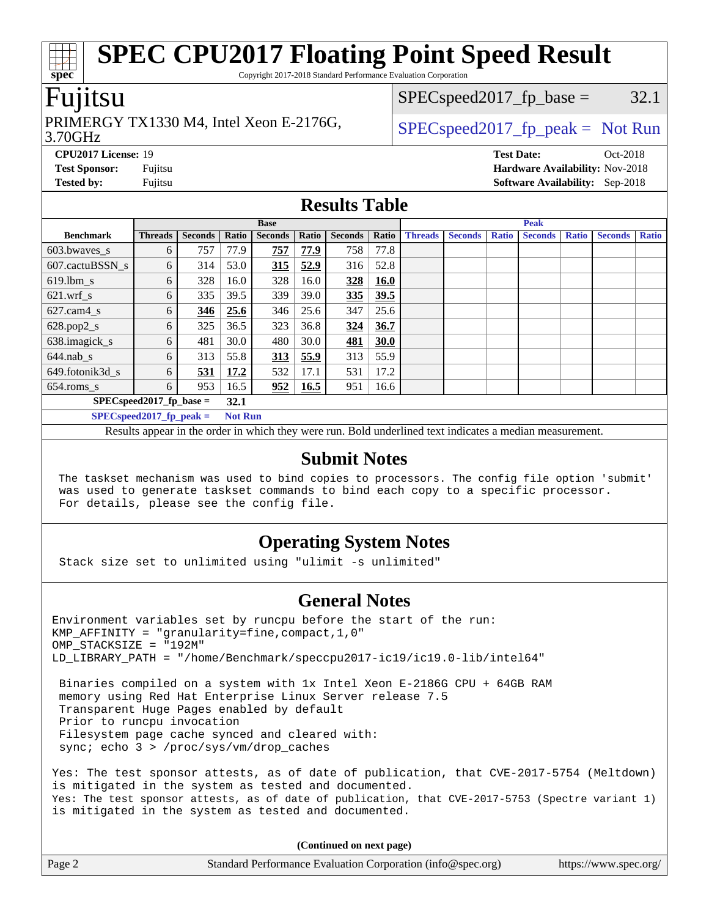# SPEC CPU2017 Floating Point Speed Result

Copyright 2017-2018 Standard Performance Evaluation Corporation

## Fujitsu

PRIMERGY TX1330 M4, Intel Xeon E-2176G, 3.70GHz

SPECspeed2017_fp_base = 32.1

SPECspeed2017_fp_peak = Not Run

**CPU2017 License:** 19
**Test Sponsor:** Fujitsu
**Tested by:** Fujitsu

**Test Date:** Oct-2018
**Hardware Availability:** Nov-2018
**Software Availability:** Sep-2018

## Results Table

| | Base | | | | | | | Peak | | | | | | |
|---|---|---|---|---|---|---|---|---|---|---|---|---|---|---|
| **Benchmark** | **Threads** | **Seconds** | **Ratio** | **Seconds** | **Ratio** | **Seconds** | **Ratio** | **Threads** | **Seconds** | **Ratio** | **Seconds** | **Ratio** | **Seconds** | **Ratio** |
| 603.bwaves_s | 6 | 757 | 77.9 | **757** | **77.9** | 758 | 77.8 | | | | | | | |
| 607.cactuBSSN_s | 6 | 314 | 53.0 | **315** | **52.9** | 316 | 52.8 | | | | | | | |
| 619.lbm_s | 6 | 328 | 16.0 | 328 | 16.0 | **328** | **16.0** | | | | | | | |
| 621.wrf_s | 6 | 335 | 39.5 | 339 | 39.0 | **335** | **39.5** | | | | | | | |
| 627.cam4_s | 6 | **346** | **25.6** | 346 | 25.6 | 347 | 25.6 | | | | | | | |
| 628.pop2_s | 6 | 325 | 36.5 | 323 | 36.8 | **324** | **36.7** | | | | | | | |
| 638.imagick_s | 6 | 481 | 30.0 | 480 | 30.0 | **481** | **30.0** | | | | | | | |
| 644.nab_s | 6 | 313 | 55.8 | **313** | **55.9** | 313 | 55.9 | | | | | | | |
| 649.fotonik3d_s | 6 | **531** | **17.2** | 532 | 17.1 | 531 | 17.2 | | | | | | | |
| 654.roms_s | 6 | 953 | 16.5 | **952** | **16.5** | 951 | 16.6 | | | | | | | |

**SPECspeed2017_fp_base = 32.1**

**SPECspeed2017_fp_peak = Not Run**

Results appear in the order in which they were run. Bold underlined text indicates a median measurement.

## Submit Notes

```
The taskset mechanism was used to bind copies to processors. The config file option 'submit'
was used to generate taskset commands to bind each copy to a specific processor.
For details, please see the config file.
```

## Operating System Notes

```
Stack size set to unlimited using "ulimit -s unlimited"
```

## General Notes

```
Environment variables set by runcpu before the start of the run:
KMP_AFFINITY = "granularity=fine,compact,1,0"
OMP_STACKSIZE = "192M"
LD_LIBRARY_PATH = "/home/Benchmark/speccpu2017-ic19/ic19.0-lib/intel64"

 Binaries compiled on a system with 1x Intel Xeon E-2186G CPU + 64GB RAM
 memory using Red Hat Enterprise Linux Server release 7.5
 Transparent Huge Pages enabled by default
 Prior to runcpu invocation
 Filesystem page cache synced and cleared with:
 sync; echo 3 > /proc/sys/vm/drop_caches

Yes: The test sponsor attests, as of date of publication, that CVE-2017-5754 (Meltdown)
is mitigated in the system as tested and documented.
Yes: The test sponsor attests, as of date of publication, that CVE-2017-5753 (Spectre variant 1)
is mitigated in the system as tested and documented.
```

**(Continued on next page)**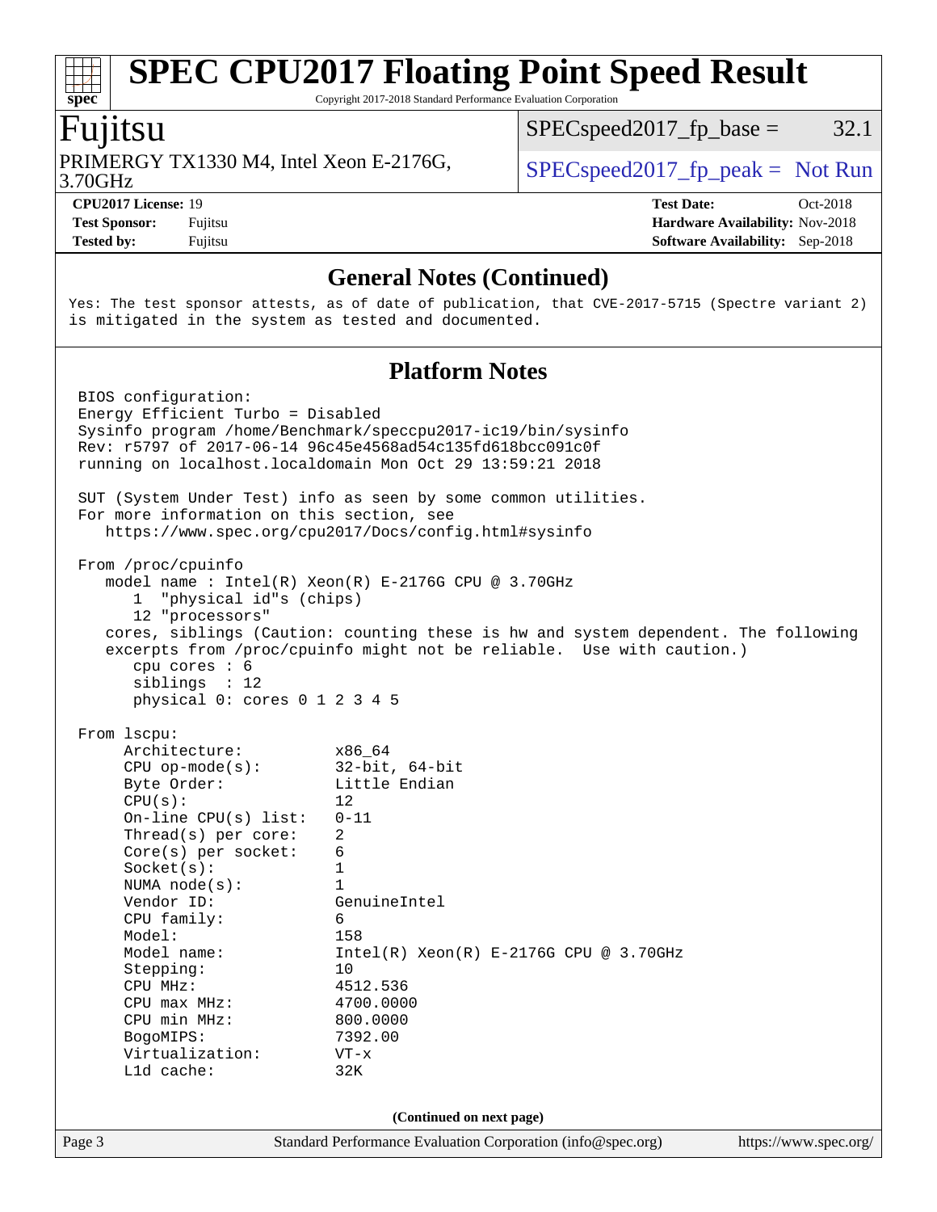# SPEC CPU2017 Floating Point Speed Result

Copyright 2017-2018 Standard Performance Evaluation Corporation

## Fujitsu

PRIMERGY TX1330 M4, Intel Xeon E-2176G, 3.70GHz

SPECspeed2017_fp_base = 32.1

SPECspeed2017_fp_peak = Not Run

**CPU2017 License:** 19
**Test Sponsor:** Fujitsu
**Tested by:** Fujitsu

**Test Date:** Oct-2018
**Hardware Availability:** Nov-2018
**Software Availability:** Sep-2018

### General Notes (Continued)

```
Yes: The test sponsor attests, as of date of publication, that CVE-2017-5715 (Spectre variant 2)
is mitigated in the system as tested and documented.
```

### Platform Notes

```
 BIOS configuration:
 Energy Efficient Turbo = Disabled
 Sysinfo program /home/Benchmark/speccpu2017-ic19/bin/sysinfo
 Rev: r5797 of 2017-06-14 96c45e4568ad54c135fd618bcc091c0f
 running on localhost.localdomain Mon Oct 29 13:59:21 2018

 SUT (System Under Test) info as seen by some common utilities.
 For more information on this section, see
    https://www.spec.org/cpu2017/Docs/config.html#sysinfo

 From /proc/cpuinfo
    model name : Intel(R) Xeon(R) E-2176G CPU @ 3.70GHz
       1  "physical id"s (chips)
       12 "processors"
    cores, siblings (Caution: counting these is hw and system dependent. The following
    excerpts from /proc/cpuinfo might not be reliable.  Use with caution.)
       cpu cores : 6
       siblings  : 12
       physical 0: cores 0 1 2 3 4 5

 From lscpu:
      Architecture:          x86_64
      CPU op-mode(s):        32-bit, 64-bit
      Byte Order:            Little Endian
      CPU(s):                12
      On-line CPU(s) list:   0-11
      Thread(s) per core:    2
      Core(s) per socket:    6
      Socket(s):             1
      NUMA node(s):          1
      Vendor ID:             GenuineIntel
      CPU family:            6
      Model:                 158
      Model name:            Intel(R) Xeon(R) E-2176G CPU @ 3.70GHz
      Stepping:              10
      CPU MHz:               4512.536
      CPU max MHz:           4700.0000
      CPU min MHz:           800.0000
      BogoMIPS:              7392.00
      Virtualization:        VT-x
      L1d cache:             32K
```

**(Continued on next page)**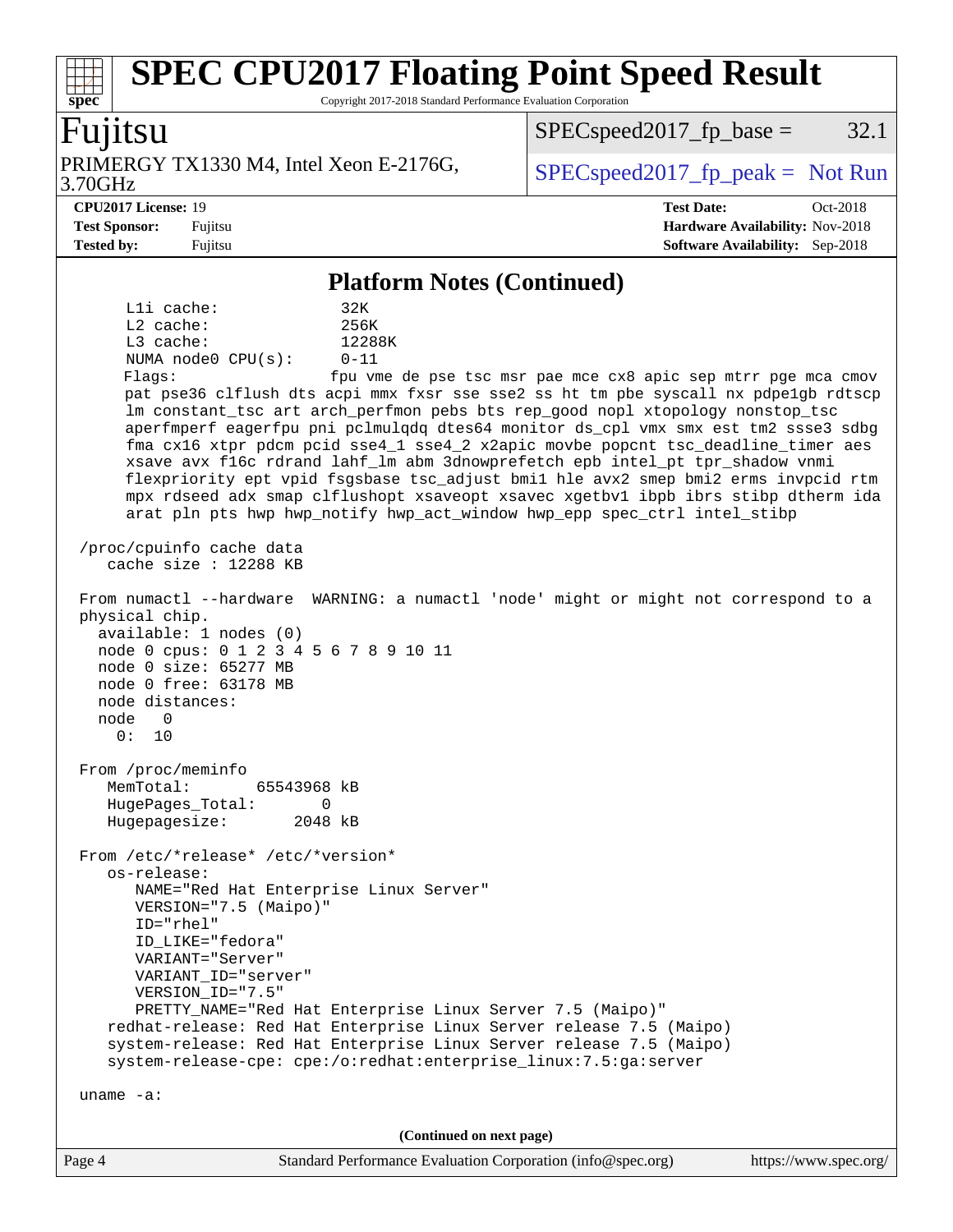## Platform Notes (Continued)

```
    L1i cache:             32K
    L2 cache:              256K
    L3 cache:              12288K
    NUMA node0 CPU(s):     0-11
    Flags:                 fpu vme de pse tsc msr pae mce cx8 apic sep mtrr pge mca cmov
    pat pse36 clflush dts acpi mmx fxsr sse sse2 ss ht tm pbe syscall nx pdpe1gb rdtscp
    lm constant_tsc art arch_perfmon pebs bts rep_good nopl xtopology nonstop_tsc
    aperfmperf eagerfpu pni pclmulqdq dtes64 monitor ds_cpl vmx smx est tm2 ssse3 sdbg
    fma cx16 xtpr pdcm pcid sse4_1 sse4_2 x2apic movbe popcnt tsc_deadline_timer aes
    xsave avx f16c rdrand lahf_lm abm 3dnowprefetch epb intel_pt tpr_shadow vnmi
    flexpriority ept vpid fsgsbase tsc_adjust bmi1 hle avx2 smep bmi2 erms invpcid rtm
    mpx rdseed adx smap clflushopt xsaveopt xsavec xgetbv1 ibpb ibrs stibp dtherm ida
    arat pln pts hwp hwp_notify hwp_act_window hwp_epp spec_ctrl intel_stibp

/proc/cpuinfo cache data
   cache size : 12288 KB

From numactl --hardware  WARNING: a numactl 'node' might or might not correspond to a
physical chip.
  available: 1 nodes (0)
  node 0 cpus: 0 1 2 3 4 5 6 7 8 9 10 11
  node 0 size: 65277 MB
  node 0 free: 63178 MB
  node distances:
  node   0
    0:  10

From /proc/meminfo
   MemTotal:       65543968 kB
   HugePages_Total:       0
   Hugepagesize:       2048 kB

From /etc/*release* /etc/*version*
   os-release:
      NAME="Red Hat Enterprise Linux Server"
      VERSION="7.5 (Maipo)"
      ID="rhel"
      ID_LIKE="fedora"
      VARIANT="Server"
      VARIANT_ID="server"
      VERSION_ID="7.5"
      PRETTY_NAME="Red Hat Enterprise Linux Server 7.5 (Maipo)"
   redhat-release: Red Hat Enterprise Linux Server release 7.5 (Maipo)
   system-release: Red Hat Enterprise Linux Server release 7.5 (Maipo)
   system-release-cpe: cpe:/o:redhat:enterprise_linux:7.5:ga:server

uname -a:
```

(Continued on next page)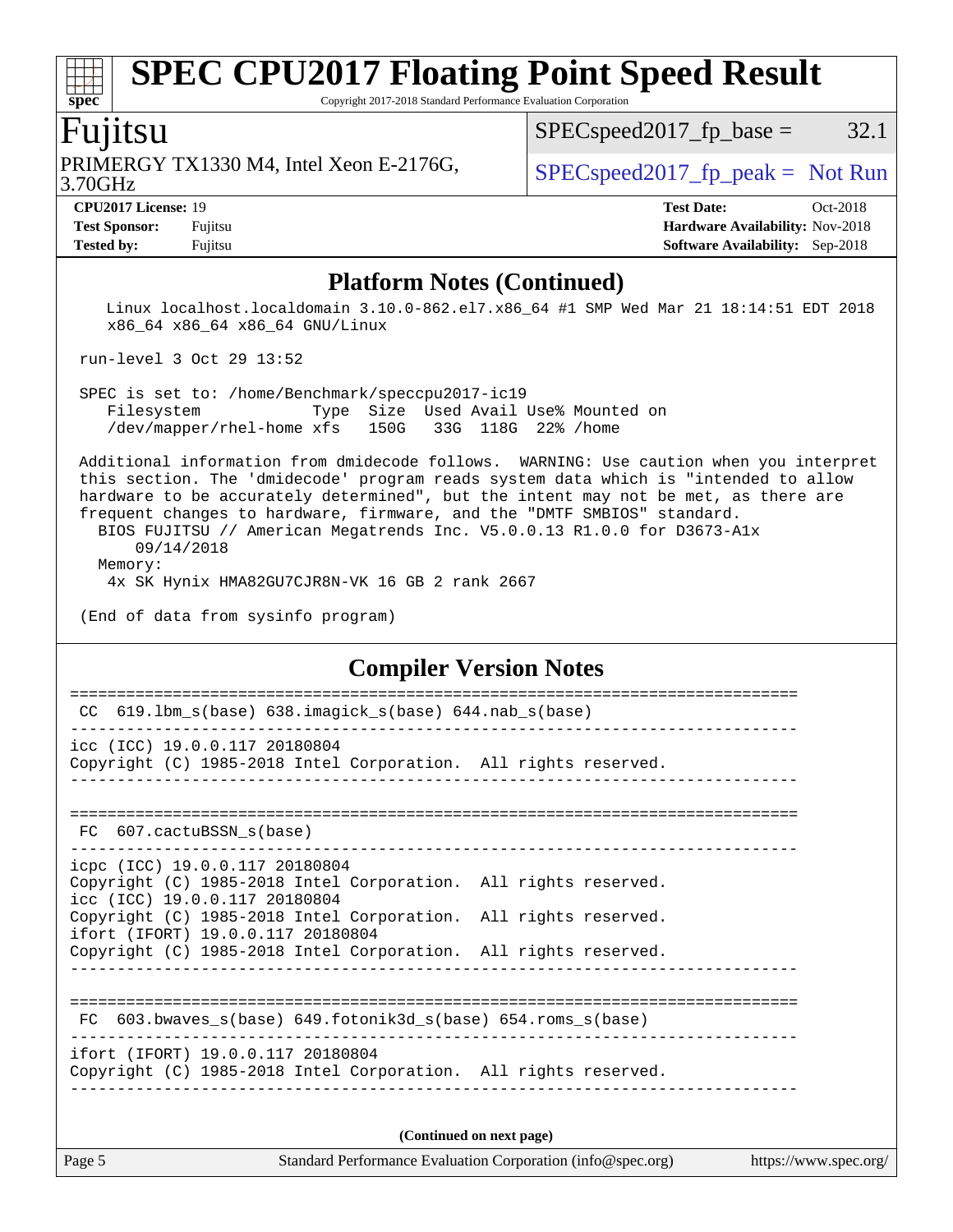## Platform Notes (Continued)

```
    Linux localhost.localdomain 3.10.0-862.el7.x86_64 #1 SMP Wed Mar 21 18:14:51 EDT 2018
    x86_64 x86_64 x86_64 GNU/Linux

 run-level 3 Oct 29 13:52

 SPEC is set to: /home/Benchmark/speccpu2017-ic19
    Filesystem            Type  Size  Used Avail Use% Mounted on
    /dev/mapper/rhel-home xfs   150G   33G  118G  22% /home

 Additional information from dmidecode follows.  WARNING: Use caution when you interpret
 this section. The 'dmidecode' program reads system data which is "intended to allow
 hardware to be accurately determined", but the intent may not be met, as there are
 frequent changes to hardware, firmware, and the "DMTF SMBIOS" standard.
   BIOS FUJITSU // American Megatrends Inc. V5.0.0.13 R1.0.0 for D3673-A1x
       09/14/2018
   Memory:
    4x SK Hynix HMA82GU7CJR8N-VK 16 GB 2 rank 2667

 (End of data from sysinfo program)
```

## Compiler Version Notes

```
==============================================================================
 CC  619.lbm_s(base) 638.imagick_s(base) 644.nab_s(base)
------------------------------------------------------------------------------
icc (ICC) 19.0.0.117 20180804
Copyright (C) 1985-2018 Intel Corporation.  All rights reserved.
------------------------------------------------------------------------------

==============================================================================
 FC  607.cactuBSSN_s(base)
------------------------------------------------------------------------------
icpc (ICC) 19.0.0.117 20180804
Copyright (C) 1985-2018 Intel Corporation.  All rights reserved.
icc (ICC) 19.0.0.117 20180804
Copyright (C) 1985-2018 Intel Corporation.  All rights reserved.
ifort (IFORT) 19.0.0.117 20180804
Copyright (C) 1985-2018 Intel Corporation.  All rights reserved.
------------------------------------------------------------------------------

==============================================================================
 FC  603.bwaves_s(base) 649.fotonik3d_s(base) 654.roms_s(base)
------------------------------------------------------------------------------
ifort (IFORT) 19.0.0.117 20180804
Copyright (C) 1985-2018 Intel Corporation.  All rights reserved.
------------------------------------------------------------------------------
```

**(Continued on next page)**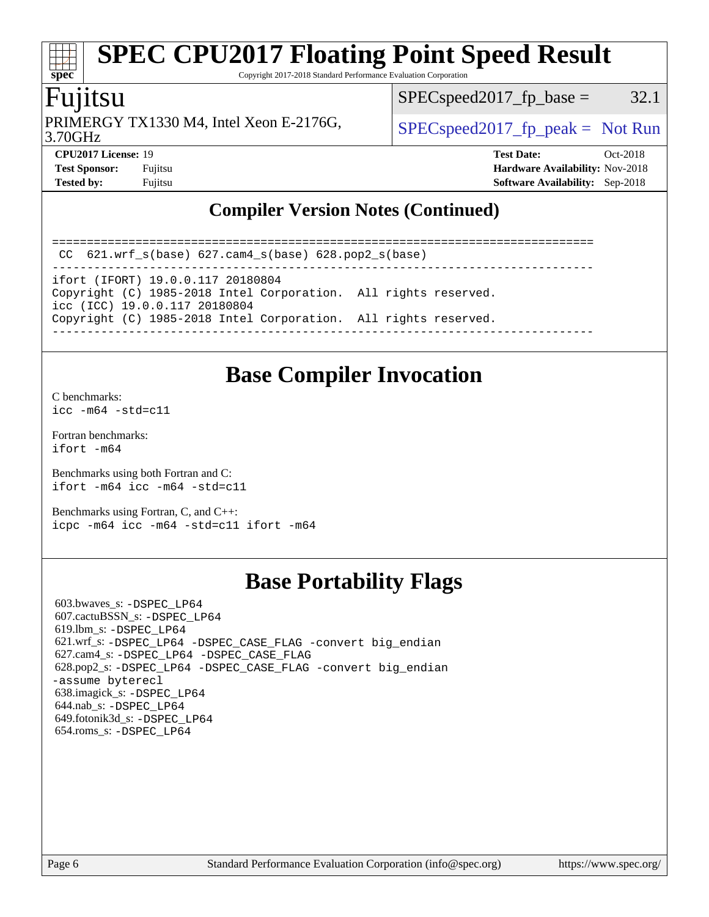## Compiler Version Notes (Continued)

```
==============================================================================
 CC  621.wrf_s(base) 627.cam4_s(base) 628.pop2_s(base)
------------------------------------------------------------------------------
ifort (IFORT) 19.0.0.117 20180804
Copyright (C) 1985-2018 Intel Corporation.  All rights reserved.
icc (ICC) 19.0.0.117 20180804
Copyright (C) 1985-2018 Intel Corporation.  All rights reserved.
------------------------------------------------------------------------------
```

# Base Compiler Invocation

C benchmarks:
`icc -m64 -std=c11`

Fortran benchmarks:
`ifort -m64`

Benchmarks using both Fortran and C:
`ifort -m64 icc -m64 -std=c11`

Benchmarks using Fortran, C, and C++:
`icpc -m64 icc -m64 -std=c11 ifort -m64`

# Base Portability Flags

603.bwaves_s: `-DSPEC_LP64`
607.cactuBSSN_s: `-DSPEC_LP64`
619.lbm_s: `-DSPEC_LP64`
621.wrf_s: `-DSPEC_LP64 -DSPEC_CASE_FLAG -convert big_endian`
627.cam4_s: `-DSPEC_LP64 -DSPEC_CASE_FLAG`
628.pop2_s: `-DSPEC_LP64 -DSPEC_CASE_FLAG -convert big_endian -assume byterecl`
638.imagick_s: `-DSPEC_LP64`
644.nab_s: `-DSPEC_LP64`
649.fotonik3d_s: `-DSPEC_LP64`
654.roms_s: `-DSPEC_LP64`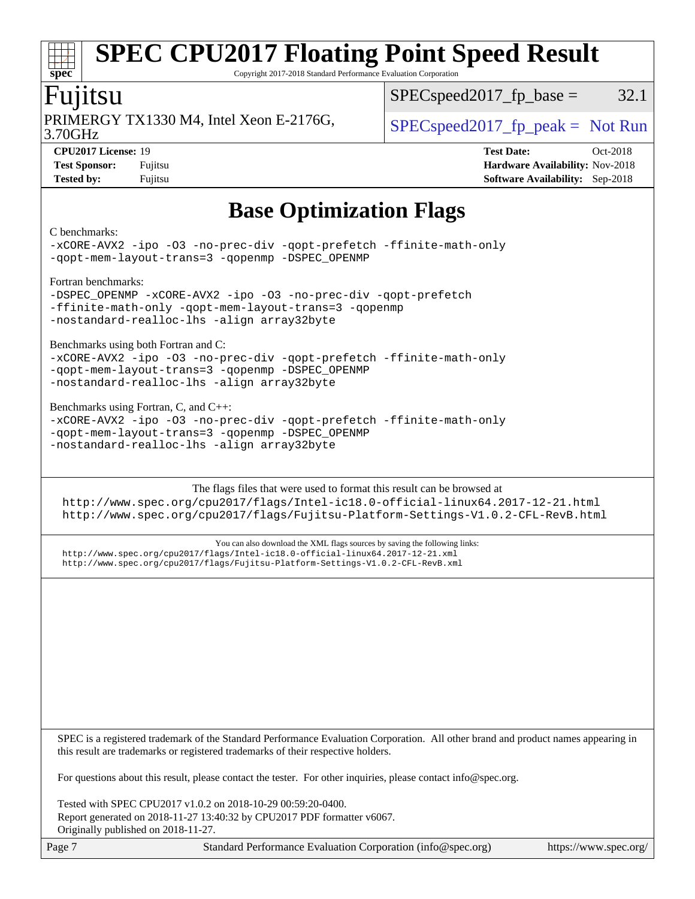# Base Optimization Flags

C benchmarks:

```
-xCORE-AVX2 -ipo -O3 -no-prec-div -qopt-prefetch -ffinite-math-only
-qopt-mem-layout-trans=3 -qopenmp -DSPEC_OPENMP
```

Fortran benchmarks:

```
-DSPEC_OPENMP -xCORE-AVX2 -ipo -O3 -no-prec-div -qopt-prefetch
-ffinite-math-only -qopt-mem-layout-trans=3 -qopenmp
-nostandard-realloc-lhs -align array32byte
```

Benchmarks using both Fortran and C:

```
-xCORE-AVX2 -ipo -O3 -no-prec-div -qopt-prefetch -ffinite-math-only
-qopt-mem-layout-trans=3 -qopenmp -DSPEC_OPENMP
-nostandard-realloc-lhs -align array32byte
```

Benchmarks using Fortran, C, and C++:

```
-xCORE-AVX2 -ipo -O3 -no-prec-div -qopt-prefetch -ffinite-math-only
-qopt-mem-layout-trans=3 -qopenmp -DSPEC_OPENMP
-nostandard-realloc-lhs -align array32byte
```

The flags files that were used to format this result can be browsed at
http://www.spec.org/cpu2017/flags/Intel-ic18.0-official-linux64.2017-12-21.html
http://www.spec.org/cpu2017/flags/Fujitsu-Platform-Settings-V1.0.2-CFL-RevB.html

You can also download the XML flags sources by saving the following links:
http://www.spec.org/cpu2017/flags/Intel-ic18.0-official-linux64.2017-12-21.xml
http://www.spec.org/cpu2017/flags/Fujitsu-Platform-Settings-V1.0.2-CFL-RevB.xml

SPEC is a registered trademark of the Standard Performance Evaluation Corporation. All other brand and product names appearing in this result are trademarks or registered trademarks of their respective holders.

For questions about this result, please contact the tester. For other inquiries, please contact info@spec.org.

Tested with SPEC CPU2017 v1.0.2 on 2018-10-29 00:59:20-0400.
Report generated on 2018-11-27 13:40:32 by CPU2017 PDF formatter v6067.
Originally published on 2018-11-27.